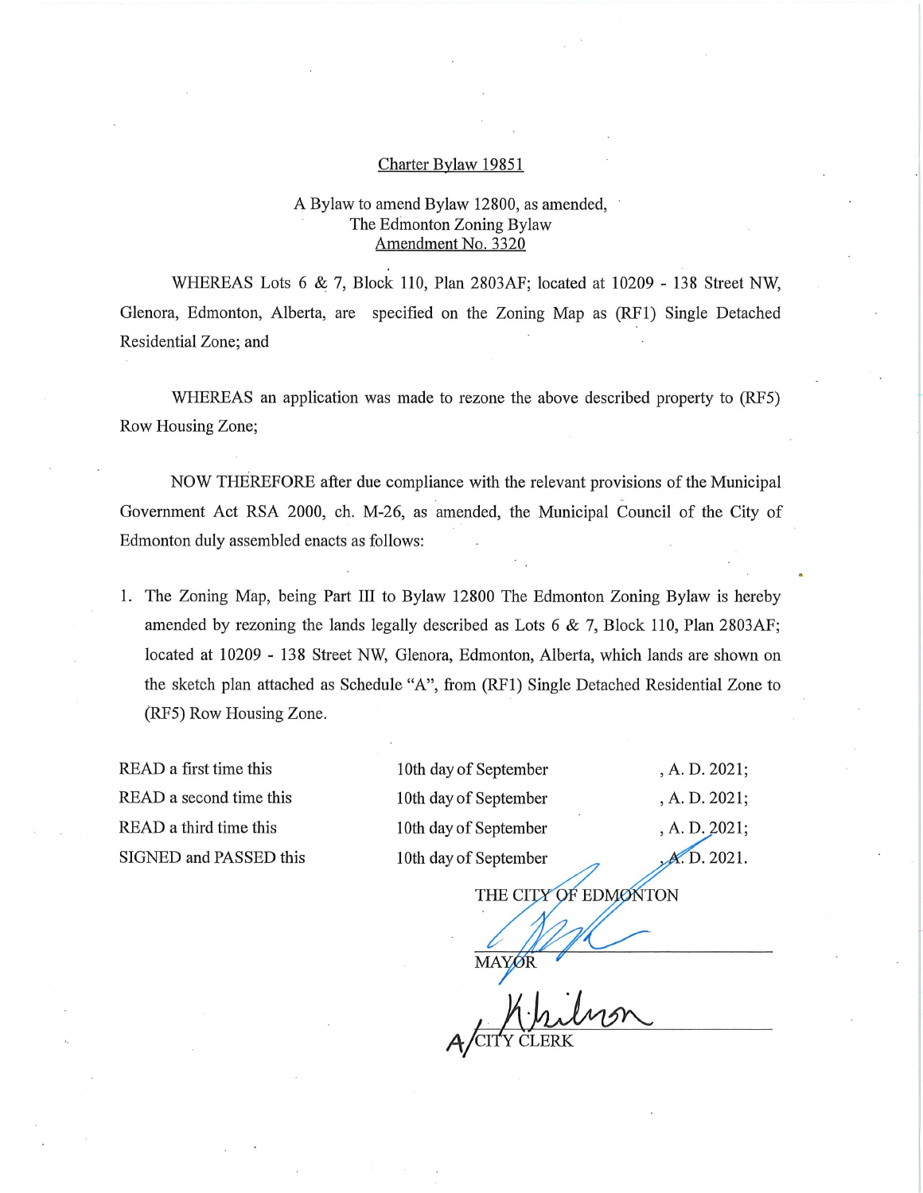Charter Bylaw 19851

A Bylaw to amend Bylaw 12800, as amended,
The Edmonton Zoning Bylaw
Amendment No. 3320

WHEREAS Lots 6 & 7, Block 110, Plan 2803AF; located at 10209 - 138 Street NW, Glenora, Edmonton, Alberta, are specified on the Zoning Map as (RF1) Single Detached Residential Zone; and

WHEREAS an application was made to rezone the above described property to (RF5) Row Housing Zone;

NOW THEREFORE after due compliance with the relevant provisions of the Municipal Government Act RSA 2000, ch. M-26, as amended, the Municipal Council of the City of Edmonton duly assembled enacts as follows:

1. The Zoning Map, being Part III to Bylaw 12800 The Edmonton Zoning Bylaw is hereby amended by rezoning the lands legally described as Lots 6 & 7, Block 110, Plan 2803AF; located at 10209 - 138 Street NW, Glenora, Edmonton, Alberta, which lands are shown on the sketch plan attached as Schedule "A", from (RF1) Single Detached Residential Zone to (RF5) Row Housing Zone.

| | | |
|---|---|---|
| READ a first time this | 10th day of September | , A. D. 2021; |
| READ a second time this | 10th day of September | , A. D. 2021; |
| READ a third time this | 10th day of September | , A. D. 2021; |
| SIGNED and PASSED this | 10th day of September | , A. D. 2021. |

THE CITY OF EDMONTON

MAYOR

A/CITY CLERK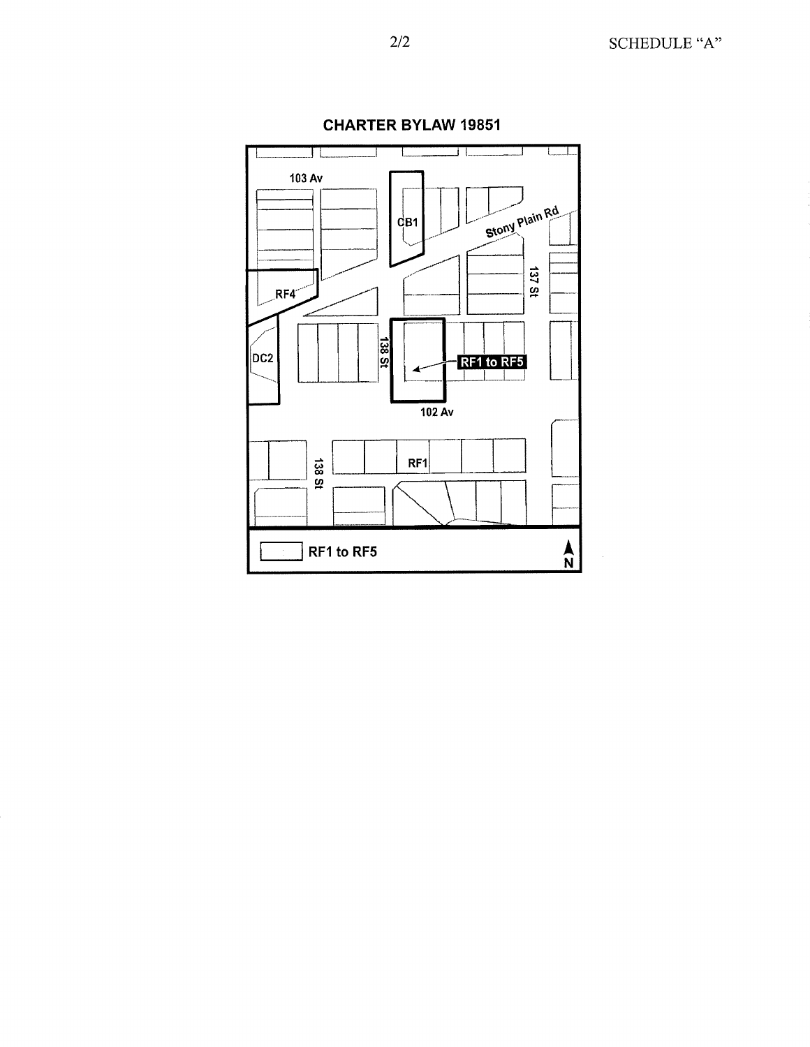SCHEDULE "A"

**CHARTER BYLAW 19851**

103 Av

CB1

Stony Plain Rd

137 St

RF4

DC2

138 St

RF1 to RF5

102 Av

RF1

138 St

RF1 to RF5

N